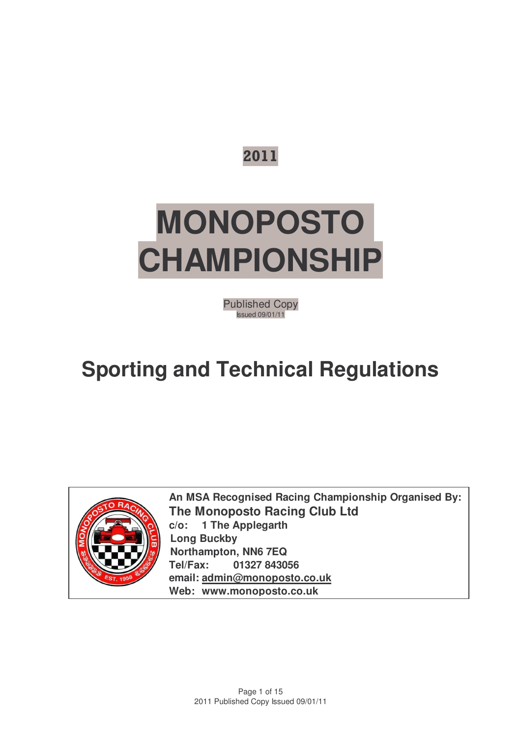**2011**

# MONOPOSTO CHAMPIONSHIP

Published Copy
Issued 09/01/11

# Sporting and Technical Regulations

**An MSA Recognised Racing Championship Organised By:**
**The Monoposto Racing Club Ltd**
**c/o: 1 The Applegarth**
**Long Buckby**
**Northampton, NN6 7EQ**
**Tel/Fax: 01327 843056**
**email: admin@monoposto.co.uk**
**Web: www.monoposto.co.uk**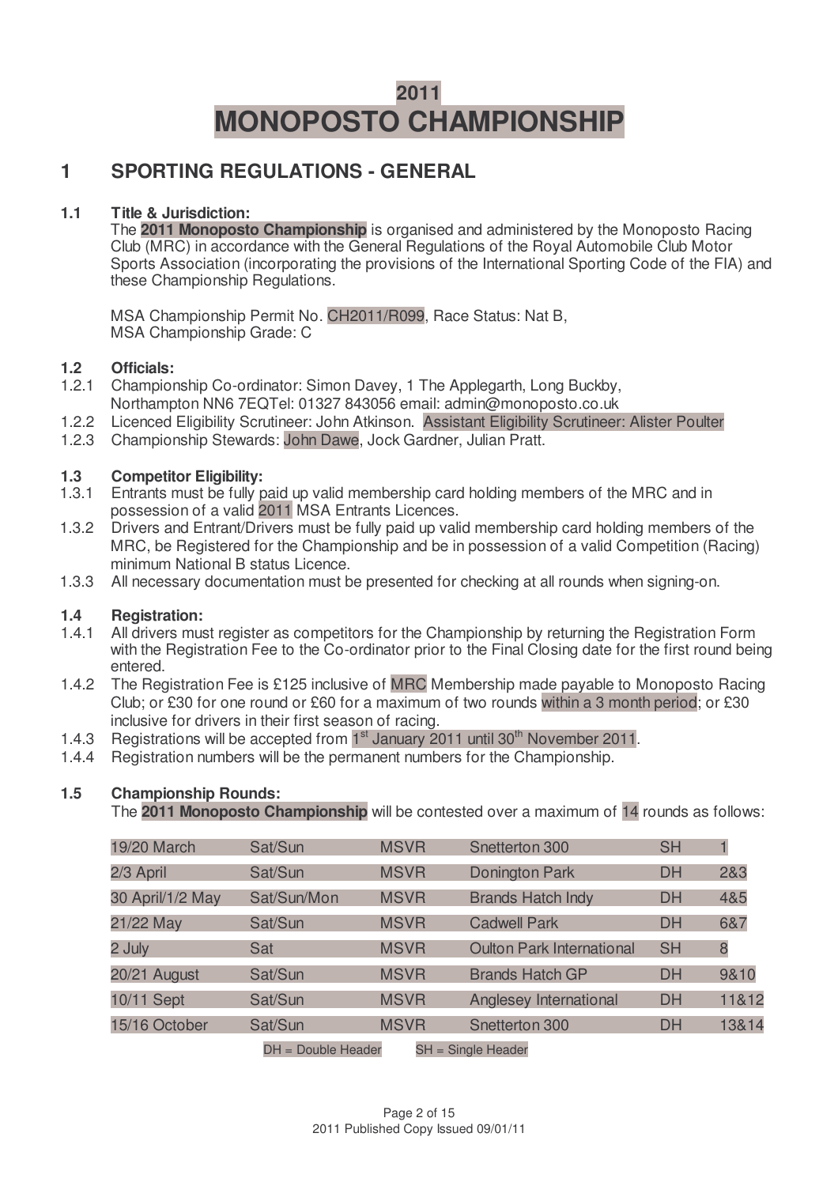# 2011
# MONOPOSTO CHAMPIONSHIP

## 1 SPORTING REGULATIONS - GENERAL

### 1.1 Title & Jurisdiction:

The **2011 Monoposto Championship** is organised and administered by the Monoposto Racing Club (MRC) in accordance with the General Regulations of the Royal Automobile Club Motor Sports Association (incorporating the provisions of the International Sporting Code of the FIA) and these Championship Regulations.

MSA Championship Permit No. CH2011/R099, Race Status: Nat B,
MSA Championship Grade: C

### 1.2 Officials:

1.2.1 Championship Co-ordinator: Simon Davey, 1 The Applegarth, Long Buckby, Northampton NN6 7EQTel: 01327 843056 email: admin@monoposto.co.uk

1.2.2 Licenced Eligibility Scrutineer: John Atkinson. Assistant Eligibility Scrutineer: Alister Poulter

1.2.3 Championship Stewards: John Dawe, Jock Gardner, Julian Pratt.

### 1.3 Competitor Eligibility:

1.3.1 Entrants must be fully paid up valid membership card holding members of the MRC and in possession of a valid 2011 MSA Entrants Licences.

1.3.2 Drivers and Entrant/Drivers must be fully paid up valid membership card holding members of the MRC, be Registered for the Championship and be in possession of a valid Competition (Racing) minimum National B status Licence.

1.3.3 All necessary documentation must be presented for checking at all rounds when signing-on.

### 1.4 Registration:

1.4.1 All drivers must register as competitors for the Championship by returning the Registration Form with the Registration Fee to the Co-ordinator prior to the Final Closing date for the first round being entered.

1.4.2 The Registration Fee is £125 inclusive of MRC Membership made payable to Monoposto Racing Club; or £30 for one round or £60 for a maximum of two rounds within a 3 month period; or £30 inclusive for drivers in their first season of racing.

1.4.3 Registrations will be accepted from 1st January 2011 until 30th November 2011.

1.4.4 Registration numbers will be the permanent numbers for the Championship.

### 1.5 Championship Rounds:

The **2011 Monoposto Championship** will be contested over a maximum of 14 rounds as follows:

| | | | | | |
|---|---|---|---|---|---|
| 19/20 March | Sat/Sun | MSVR | Snetterton 300 | SH | 1 |
| 2/3 April | Sat/Sun | MSVR | Donington Park | DH | 2&3 |
| 30 April/1/2 May | Sat/Sun/Mon | MSVR | Brands Hatch Indy | DH | 4&5 |
| 21/22 May | Sat/Sun | MSVR | Cadwell Park | DH | 6&7 |
| 2 July | Sat | MSVR | Oulton Park International | SH | 8 |
| 20/21 August | Sat/Sun | MSVR | Brands Hatch GP | DH | 9&10 |
| 10/11 Sept | Sat/Sun | MSVR | Anglesey International | DH | 11&12 |
| 15/16 October | Sat/Sun | MSVR | Snetterton 300 | DH | 13&14 |

DH = Double Header SH = Single Header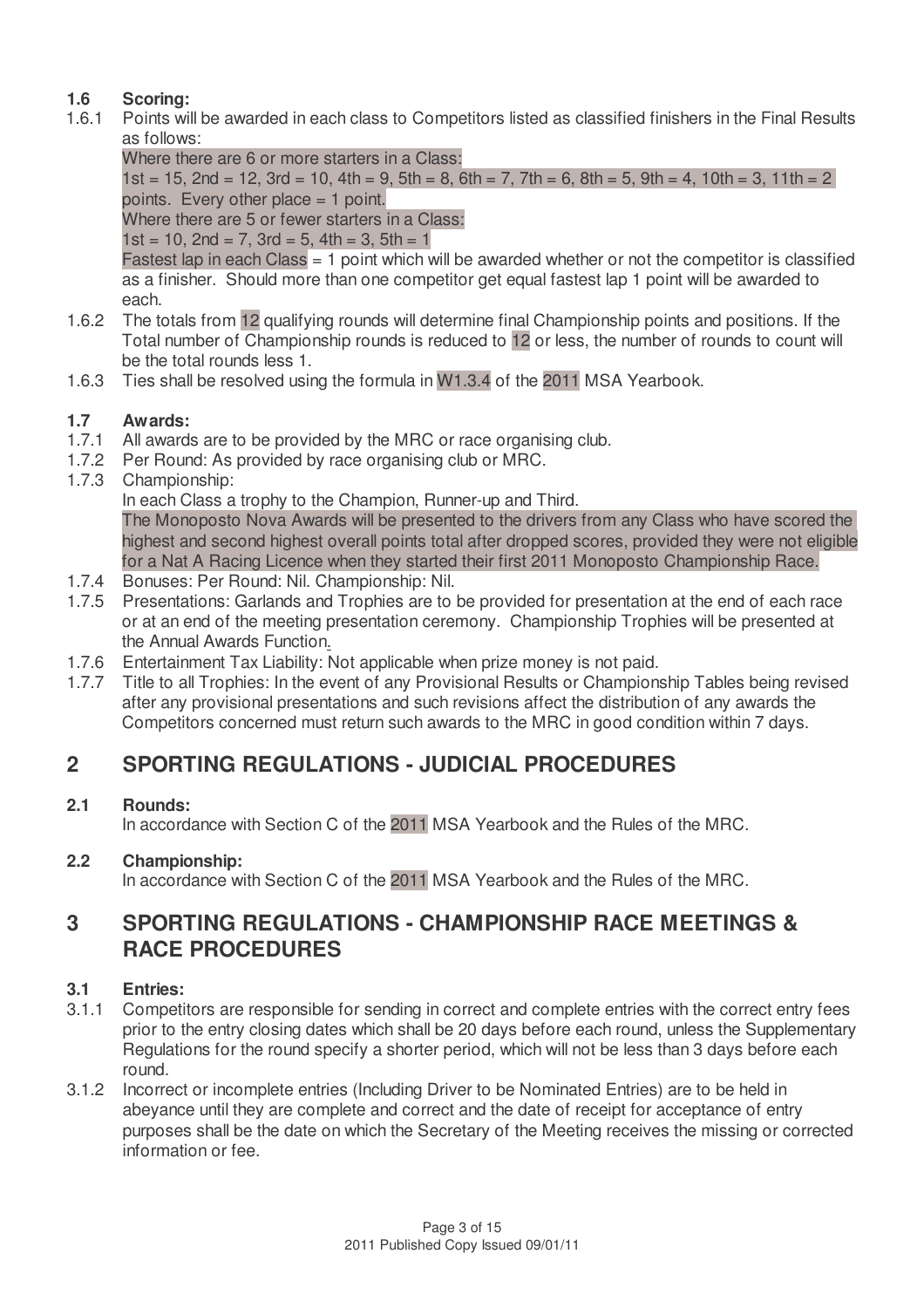### 1.6 Scoring:

1.6.1 Points will be awarded in each class to Competitors listed as classified finishers in the Final Results as follows:

Where there are 6 or more starters in a Class:

1st = 15, 2nd = 12, 3rd = 10, 4th = 9, 5th = 8, 6th = 7, 7th = 6, 8th = 5, 9th = 4, 10th = 3, 11th = 2 points. Every other place = 1 point.

Where there are 5 or fewer starters in a Class:

1st = 10, 2nd = 7, 3rd = 5, 4th = 3, 5th = 1

Fastest lap in each Class = 1 point which will be awarded whether or not the competitor is classified as a finisher. Should more than one competitor get equal fastest lap 1 point will be awarded to each.

1.6.2 The totals from 12 qualifying rounds will determine final Championship points and positions. If the Total number of Championship rounds is reduced to 12 or less, the number of rounds to count will be the total rounds less 1.

1.6.3 Ties shall be resolved using the formula in W1.3.4 of the 2011 MSA Yearbook.

### 1.7 Awards:

1.7.1 All awards are to be provided by the MRC or race organising club.

1.7.2 Per Round: As provided by race organising club or MRC.

1.7.3 Championship:

In each Class a trophy to the Champion, Runner-up and Third.

The Monoposto Nova Awards will be presented to the drivers from any Class who have scored the highest and second highest overall points total after dropped scores, provided they were not eligible for a Nat A Racing Licence when they started their first 2011 Monoposto Championship Race.

1.7.4 Bonuses: Per Round: Nil. Championship: Nil.

1.7.5 Presentations: Garlands and Trophies are to be provided for presentation at the end of each race or at an end of the meeting presentation ceremony. Championship Trophies will be presented at the Annual Awards Function.

1.7.6 Entertainment Tax Liability: Not applicable when prize money is not paid.

1.7.7 Title to all Trophies: In the event of any Provisional Results or Championship Tables being revised after any provisional presentations and such revisions affect the distribution of any awards the Competitors concerned must return such awards to the MRC in good condition within 7 days.

## 2 SPORTING REGULATIONS - JUDICIAL PROCEDURES

### 2.1 Rounds:

In accordance with Section C of the 2011 MSA Yearbook and the Rules of the MRC.

### 2.2 Championship:

In accordance with Section C of the 2011 MSA Yearbook and the Rules of the MRC.

## 3 SPORTING REGULATIONS - CHAMPIONSHIP RACE MEETINGS & RACE PROCEDURES

### 3.1 Entries:

3.1.1 Competitors are responsible for sending in correct and complete entries with the correct entry fees prior to the entry closing dates which shall be 20 days before each round, unless the Supplementary Regulations for the round specify a shorter period, which will not be less than 3 days before each round.

3.1.2 Incorrect or incomplete entries (Including Driver to be Nominated Entries) are to be held in abeyance until they are complete and correct and the date of receipt for acceptance of entry purposes shall be the date on which the Secretary of the Meeting receives the missing or corrected information or fee.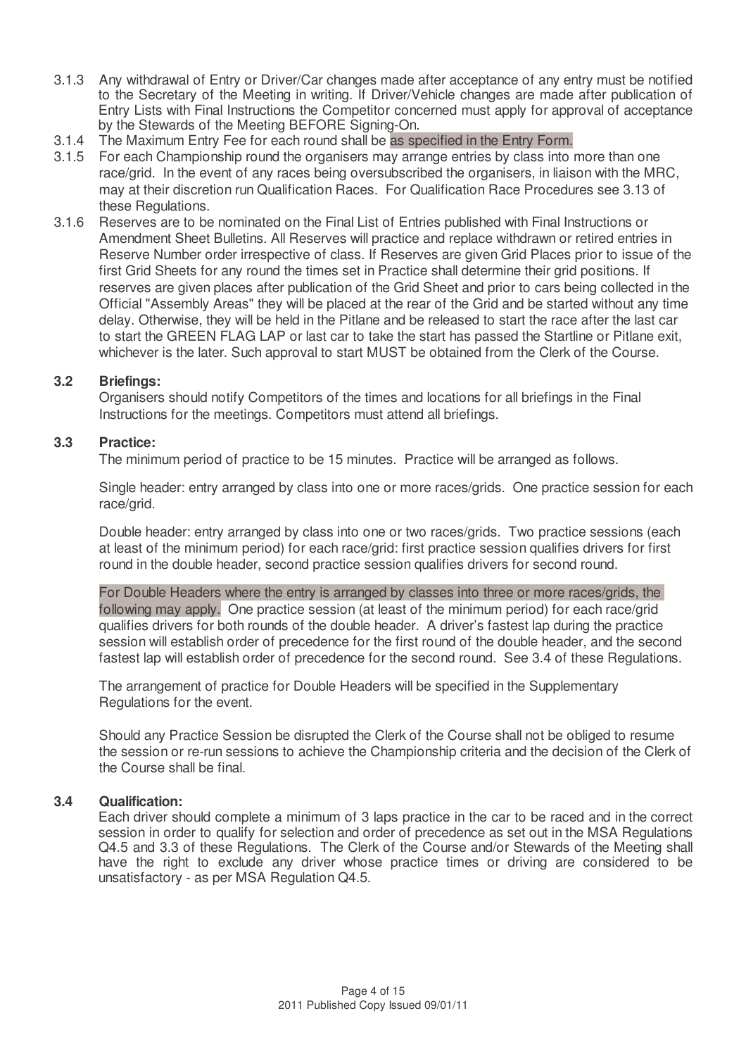3.1.3 Any withdrawal of Entry or Driver/Car changes made after acceptance of any entry must be notified to the Secretary of the Meeting in writing. If Driver/Vehicle changes are made after publication of Entry Lists with Final Instructions the Competitor concerned must apply for approval of acceptance by the Stewards of the Meeting BEFORE Signing-On.

3.1.4 The Maximum Entry Fee for each round shall be as specified in the Entry Form.

3.1.5 For each Championship round the organisers may arrange entries by class into more than one race/grid. In the event of any races being oversubscribed the organisers, in liaison with the MRC, may at their discretion run Qualification Races. For Qualification Race Procedures see 3.13 of these Regulations.

3.1.6 Reserves are to be nominated on the Final List of Entries published with Final Instructions or Amendment Sheet Bulletins. All Reserves will practice and replace withdrawn or retired entries in Reserve Number order irrespective of class. If Reserves are given Grid Places prior to issue of the first Grid Sheets for any round the times set in Practice shall determine their grid positions. If reserves are given places after publication of the Grid Sheet and prior to cars being collected in the Official "Assembly Areas" they will be placed at the rear of the Grid and be started without any time delay. Otherwise, they will be held in the Pitlane and be released to start the race after the last car to start the GREEN FLAG LAP or last car to take the start has passed the Startline or Pitlane exit, whichever is the later. Such approval to start MUST be obtained from the Clerk of the Course.

### 3.2 Briefings:

Organisers should notify Competitors of the times and locations for all briefings in the Final Instructions for the meetings. Competitors must attend all briefings.

### 3.3 Practice:

The minimum period of practice to be 15 minutes. Practice will be arranged as follows.

Single header: entry arranged by class into one or more races/grids. One practice session for each race/grid.

Double header: entry arranged by class into one or two races/grids. Two practice sessions (each at least of the minimum period) for each race/grid: first practice session qualifies drivers for first round in the double header, second practice session qualifies drivers for second round.

For Double Headers where the entry is arranged by classes into three or more races/grids, the following may apply. One practice session (at least of the minimum period) for each race/grid qualifies drivers for both rounds of the double header. A driver's fastest lap during the practice session will establish order of precedence for the first round of the double header, and the second fastest lap will establish order of precedence for the second round. See 3.4 of these Regulations.

The arrangement of practice for Double Headers will be specified in the Supplementary Regulations for the event.

Should any Practice Session be disrupted the Clerk of the Course shall not be obliged to resume the session or re-run sessions to achieve the Championship criteria and the decision of the Clerk of the Course shall be final.

### 3.4 Qualification:

Each driver should complete a minimum of 3 laps practice in the car to be raced and in the correct session in order to qualify for selection and order of precedence as set out in the MSA Regulations Q4.5 and 3.3 of these Regulations. The Clerk of the Course and/or Stewards of the Meeting shall have the right to exclude any driver whose practice times or driving are considered to be unsatisfactory - as per MSA Regulation Q4.5.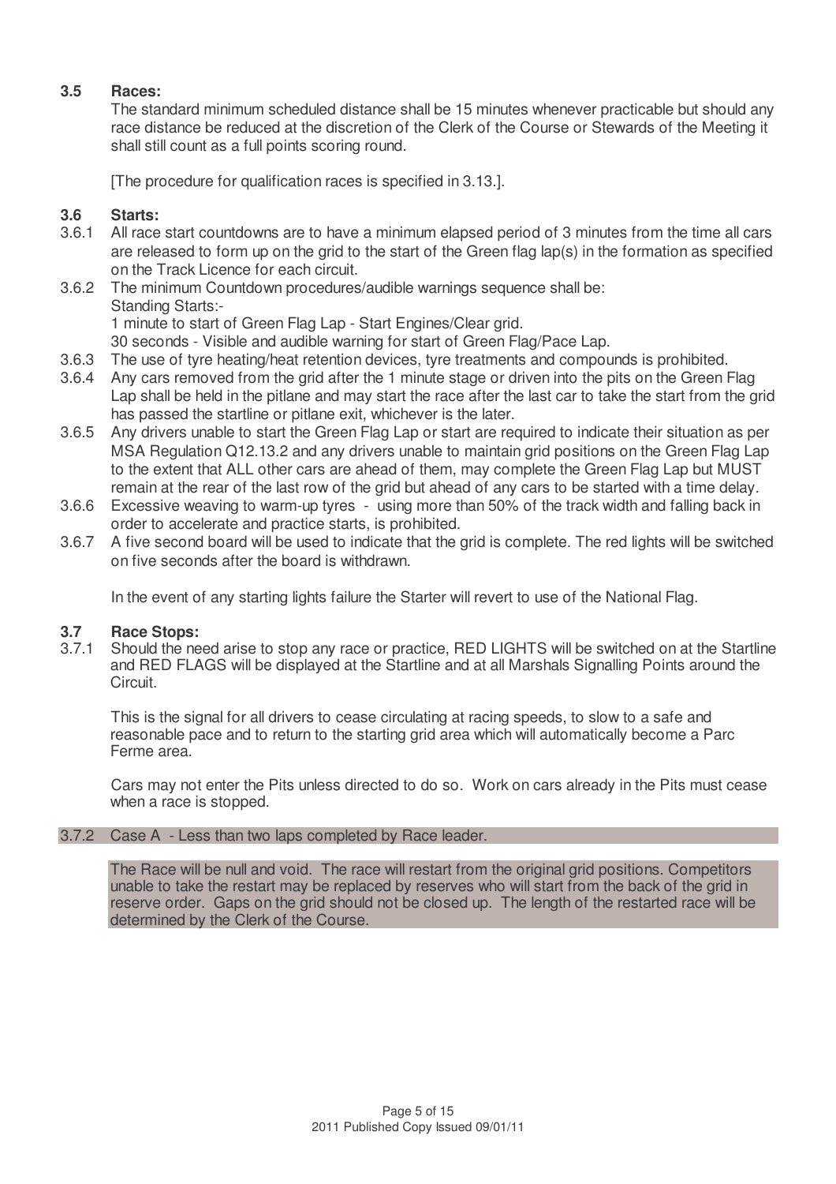### 3.5 Races:

The standard minimum scheduled distance shall be 15 minutes whenever practicable but should any race distance be reduced at the discretion of the Clerk of the Course or Stewards of the Meeting it shall still count as a full points scoring round.

[The procedure for qualification races is specified in 3.13.].

### 3.6 Starts:

3.6.1 All race start countdowns are to have a minimum elapsed period of 3 minutes from the time all cars are released to form up on the grid to the start of the Green flag lap(s) in the formation as specified on the Track Licence for each circuit.

3.6.2 The minimum Countdown procedures/audible warnings sequence shall be:
Standing Starts:-
1 minute to start of Green Flag Lap - Start Engines/Clear grid.
30 seconds - Visible and audible warning for start of Green Flag/Pace Lap.

3.6.3 The use of tyre heating/heat retention devices, tyre treatments and compounds is prohibited.

3.6.4 Any cars removed from the grid after the 1 minute stage or driven into the pits on the Green Flag Lap shall be held in the pitlane and may start the race after the last car to take the start from the grid has passed the startline or pitlane exit, whichever is the later.

3.6.5 Any drivers unable to start the Green Flag Lap or start are required to indicate their situation as per MSA Regulation Q12.13.2 and any drivers unable to maintain grid positions on the Green Flag Lap to the extent that ALL other cars are ahead of them, may complete the Green Flag Lap but MUST remain at the rear of the last row of the grid but ahead of any cars to be started with a time delay.

3.6.6 Excessive weaving to warm-up tyres - using more than 50% of the track width and falling back in order to accelerate and practice starts, is prohibited.

3.6.7 A five second board will be used to indicate that the grid is complete. The red lights will be switched on five seconds after the board is withdrawn.

In the event of any starting lights failure the Starter will revert to use of the National Flag.

### 3.7 Race Stops:

3.7.1 Should the need arise to stop any race or practice, RED LIGHTS will be switched on at the Startline and RED FLAGS will be displayed at the Startline and at all Marshals Signalling Points around the Circuit.

This is the signal for all drivers to cease circulating at racing speeds, to slow to a safe and reasonable pace and to return to the starting grid area which will automatically become a Parc Ferme area.

Cars may not enter the Pits unless directed to do so. Work on cars already in the Pits must cease when a race is stopped.

3.7.2 Case A - Less than two laps completed by Race leader.

The Race will be null and void. The race will restart from the original grid positions. Competitors unable to take the restart may be replaced by reserves who will start from the back of the grid in reserve order. Gaps on the grid should not be closed up. The length of the restarted race will be determined by the Clerk of the Course.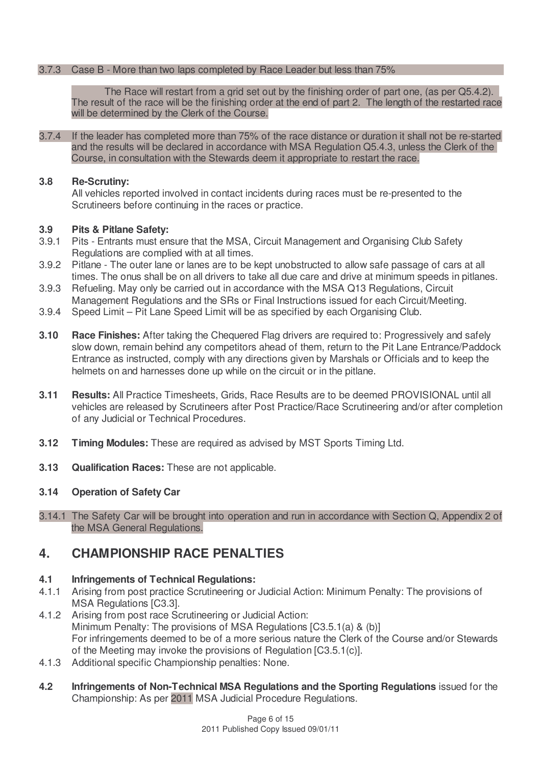3.7.3 Case B - More than two laps completed by Race Leader but less than 75%

The Race will restart from a grid set out by the finishing order of part one, (as per Q5.4.2). The result of the race will be the finishing order at the end of part 2. The length of the restarted race will be determined by the Clerk of the Course.

3.7.4 If the leader has completed more than 75% of the race distance or duration it shall not be re-started and the results will be declared in accordance with MSA Regulation Q5.4.3, unless the Clerk of the Course, in consultation with the Stewards deem it appropriate to restart the race.

**3.8 Re-Scrutiny:**
All vehicles reported involved in contact incidents during races must be re-presented to the Scrutineers before continuing in the races or practice.

**3.9 Pits & Pitlane Safety:**

3.9.1 Pits - Entrants must ensure that the MSA, Circuit Management and Organising Club Safety Regulations are complied with at all times.

3.9.2 Pitlane - The outer lane or lanes are to be kept unobstructed to allow safe passage of cars at all times. The onus shall be on all drivers to take all due care and drive at minimum speeds in pitlanes.

3.9.3 Refueling. May only be carried out in accordance with the MSA Q13 Regulations, Circuit Management Regulations and the SRs or Final Instructions issued for each Circuit/Meeting.

3.9.4 Speed Limit – Pit Lane Speed Limit will be as specified by each Organising Club.

**3.10 Race Finishes:** After taking the Chequered Flag drivers are required to: Progressively and safely slow down, remain behind any competitors ahead of them, return to the Pit Lane Entrance/Paddock Entrance as instructed, comply with any directions given by Marshals or Officials and to keep the helmets on and harnesses done up while on the circuit or in the pitlane.

**3.11 Results:** All Practice Timesheets, Grids, Race Results are to be deemed PROVISIONAL until all vehicles are released by Scrutineers after Post Practice/Race Scrutineering and/or after completion of any Judicial or Technical Procedures.

**3.12 Timing Modules:** These are required as advised by MST Sports Timing Ltd.

**3.13 Qualification Races:** These are not applicable.

**3.14 Operation of Safety Car**

3.14.1 The Safety Car will be brought into operation and run in accordance with Section Q, Appendix 2 of the MSA General Regulations.

## 4. CHAMPIONSHIP RACE PENALTIES

**4.1 Infringements of Technical Regulations:**

4.1.1 Arising from post practice Scrutineering or Judicial Action: Minimum Penalty: The provisions of MSA Regulations [C3.3].

4.1.2 Arising from post race Scrutineering or Judicial Action:
Minimum Penalty: The provisions of MSA Regulations [C3.5.1(a) & (b)]
For infringements deemed to be of a more serious nature the Clerk of the Course and/or Stewards of the Meeting may invoke the provisions of Regulation [C3.5.1(c)].

4.1.3 Additional specific Championship penalties: None.

**4.2 Infringements of Non-Technical MSA Regulations and the Sporting Regulations** issued for the Championship: As per 2011 MSA Judicial Procedure Regulations.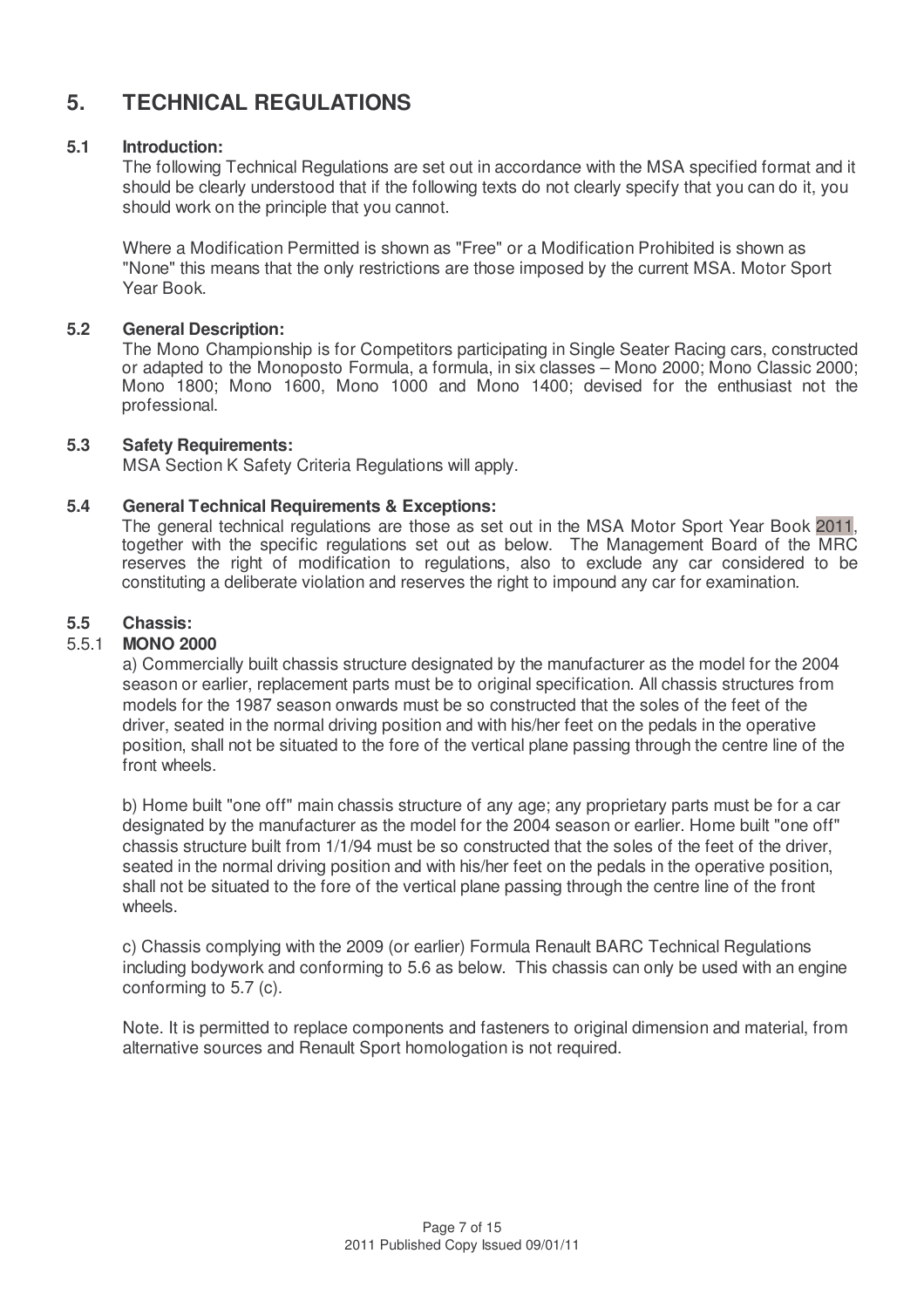# 5. TECHNICAL REGULATIONS

## 5.1 Introduction:

The following Technical Regulations are set out in accordance with the MSA specified format and it should be clearly understood that if the following texts do not clearly specify that you can do it, you should work on the principle that you cannot.

Where a Modification Permitted is shown as "Free" or a Modification Prohibited is shown as "None" this means that the only restrictions are those imposed by the current MSA. Motor Sport Year Book.

## 5.2 General Description:

The Mono Championship is for Competitors participating in Single Seater Racing cars, constructed or adapted to the Monoposto Formula, a formula, in six classes – Mono 2000; Mono Classic 2000; Mono 1800; Mono 1600, Mono 1000 and Mono 1400; devised for the enthusiast not the professional.

## 5.3 Safety Requirements:

MSA Section K Safety Criteria Regulations will apply.

## 5.4 General Technical Requirements & Exceptions:

The general technical regulations are those as set out in the MSA Motor Sport Year Book 2011, together with the specific regulations set out as below. The Management Board of the MRC reserves the right of modification to regulations, also to exclude any car considered to be constituting a deliberate violation and reserves the right to impound any car for examination.

## 5.5 Chassis:

### 5.5.1 MONO 2000

a) Commercially built chassis structure designated by the manufacturer as the model for the 2004 season or earlier, replacement parts must be to original specification. All chassis structures from models for the 1987 season onwards must be so constructed that the soles of the feet of the driver, seated in the normal driving position and with his/her feet on the pedals in the operative position, shall not be situated to the fore of the vertical plane passing through the centre line of the front wheels.

b) Home built "one off" main chassis structure of any age; any proprietary parts must be for a car designated by the manufacturer as the model for the 2004 season or earlier. Home built "one off" chassis structure built from 1/1/94 must be so constructed that the soles of the feet of the driver, seated in the normal driving position and with his/her feet on the pedals in the operative position, shall not be situated to the fore of the vertical plane passing through the centre line of the front wheels.

c) Chassis complying with the 2009 (or earlier) Formula Renault BARC Technical Regulations including bodywork and conforming to 5.6 as below. This chassis can only be used with an engine conforming to 5.7 (c).

Note. It is permitted to replace components and fasteners to original dimension and material, from alternative sources and Renault Sport homologation is not required.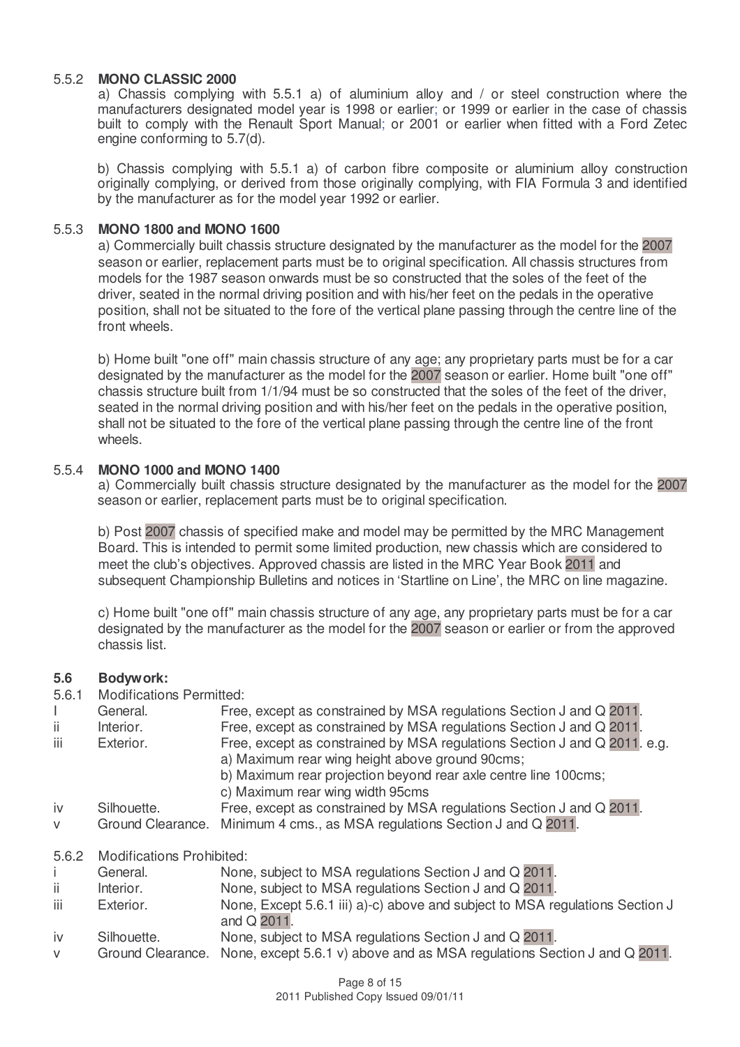### 5.5.2 **MONO CLASSIC 2000**

a) Chassis complying with 5.5.1 a) of aluminium alloy and / or steel construction where the manufacturers designated model year is 1998 or earlier; or 1999 or earlier in the case of chassis built to comply with the Renault Sport Manual; or 2001 or earlier when fitted with a Ford Zetec engine conforming to 5.7(d).

b) Chassis complying with 5.5.1 a) of carbon fibre composite or aluminium alloy construction originally complying, or derived from those originally complying, with FIA Formula 3 and identified by the manufacturer as for the model year 1992 or earlier.

### 5.5.3 **MONO 1800 and MONO 1600**

a) Commercially built chassis structure designated by the manufacturer as the model for the 2007 season or earlier, replacement parts must be to original specification. All chassis structures from models for the 1987 season onwards must be so constructed that the soles of the feet of the driver, seated in the normal driving position and with his/her feet on the pedals in the operative position, shall not be situated to the fore of the vertical plane passing through the centre line of the front wheels.

b) Home built "one off" main chassis structure of any age; any proprietary parts must be for a car designated by the manufacturer as the model for the 2007 season or earlier. Home built "one off" chassis structure built from 1/1/94 must be so constructed that the soles of the feet of the driver, seated in the normal driving position and with his/her feet on the pedals in the operative position, shall not be situated to the fore of the vertical plane passing through the centre line of the front wheels.

### 5.5.4 **MONO 1000 and MONO 1400**

a) Commercially built chassis structure designated by the manufacturer as the model for the 2007 season or earlier, replacement parts must be to original specification.

b) Post 2007 chassis of specified make and model may be permitted by the MRC Management Board. This is intended to permit some limited production, new chassis which are considered to meet the club's objectives. Approved chassis are listed in the MRC Year Book 2011 and subsequent Championship Bulletins and notices in 'Startline on Line', the MRC on line magazine.

c) Home built "one off" main chassis structure of any age, any proprietary parts must be for a car designated by the manufacturer as the model for the 2007 season or earlier or from the approved chassis list.

## 5.6 **Bodywork:**

5.6.1 Modifications Permitted:

| | | |
|---|---|---|
| I | General. | Free, except as constrained by MSA regulations Section J and Q 2011. |
| ii | Interior. | Free, except as constrained by MSA regulations Section J and Q 2011. |
| iii | Exterior. | Free, except as constrained by MSA regulations Section J and Q 2011. e.g.<br>a) Maximum rear wing height above ground 90cms;<br>b) Maximum rear projection beyond rear axle centre line 100cms;<br>c) Maximum rear wing width 95cms |
| iv | Silhouette. | Free, except as constrained by MSA regulations Section J and Q 2011. |
| v | Ground Clearance. | Minimum 4 cms., as MSA regulations Section J and Q 2011. |

5.6.2 Modifications Prohibited:

| | | |
|---|---|---|
| i | General. | None, subject to MSA regulations Section J and Q 2011. |
| ii | Interior. | None, subject to MSA regulations Section J and Q 2011. |
| iii | Exterior. | None, Except 5.6.1 iii) a)-c) above and subject to MSA regulations Section J and Q 2011. |
| iv | Silhouette. | None, subject to MSA regulations Section J and Q 2011. |
| v | Ground Clearance. | None, except 5.6.1 v) above and as MSA regulations Section J and Q 2011. |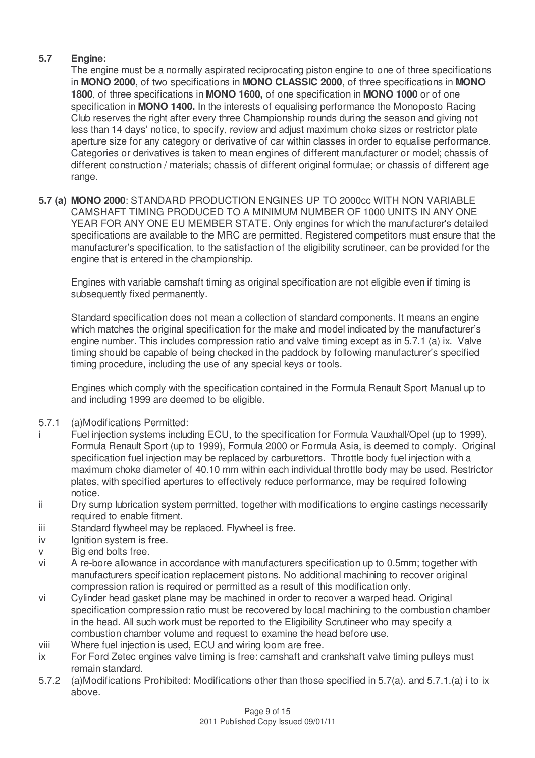**5.7 Engine:**

The engine must be a normally aspirated reciprocating piston engine to one of three specifications in **MONO 2000**, of two specifications in **MONO CLASSIC 2000**, of three specifications in **MONO 1800**, of three specifications in **MONO 1600,** of one specification in **MONO 1000** or of one specification in **MONO 1400.** In the interests of equalising performance the Monoposto Racing Club reserves the right after every three Championship rounds during the season and giving not less than 14 days' notice, to specify, review and adjust maximum choke sizes or restrictor plate aperture size for any category or derivative of car within classes in order to equalise performance. Categories or derivatives is taken to mean engines of different manufacturer or model; chassis of different construction / materials; chassis of different original formulae; or chassis of different age range.

**5.7 (a) MONO 2000**: STANDARD PRODUCTION ENGINES UP TO 2000cc WITH NON VARIABLE CAMSHAFT TIMING PRODUCED TO A MINIMUM NUMBER OF 1000 UNITS IN ANY ONE YEAR FOR ANY ONE EU MEMBER STATE. Only engines for which the manufacturer's detailed specifications are available to the MRC are permitted. Registered competitors must ensure that the manufacturer's specification, to the satisfaction of the eligibility scrutineer, can be provided for the engine that is entered in the championship.

Engines with variable camshaft timing as original specification are not eligible even if timing is subsequently fixed permanently.

Standard specification does not mean a collection of standard components. It means an engine which matches the original specification for the make and model indicated by the manufacturer's engine number. This includes compression ratio and valve timing except as in 5.7.1 (a) ix. Valve timing should be capable of being checked in the paddock by following manufacturer's specified timing procedure, including the use of any special keys or tools.

Engines which comply with the specification contained in the Formula Renault Sport Manual up to and including 1999 are deemed to be eligible.

5.7.1 (a)Modifications Permitted:

- i Fuel injection systems including ECU, to the specification for Formula Vauxhall/Opel (up to 1999), Formula Renault Sport (up to 1999), Formula 2000 or Formula Asia, is deemed to comply. Original specification fuel injection may be replaced by carburettors. Throttle body fuel injection with a maximum choke diameter of 40.10 mm within each individual throttle body may be used. Restrictor plates, with specified apertures to effectively reduce performance, may be required following notice.
- ii Dry sump lubrication system permitted, together with modifications to engine castings necessarily required to enable fitment.
- iii Standard flywheel may be replaced. Flywheel is free.
- iv Ignition system is free.
- v Big end bolts free.
- vi A re-bore allowance in accordance with manufacturers specification up to 0.5mm; together with manufacturers specification replacement pistons. No additional machining to recover original compression ration is required or permitted as a result of this modification only.
- vi Cylinder head gasket plane may be machined in order to recover a warped head. Original specification compression ratio must be recovered by local machining to the combustion chamber in the head. All such work must be reported to the Eligibility Scrutineer who may specify a combustion chamber volume and request to examine the head before use.
- viii Where fuel injection is used, ECU and wiring loom are free.
- ix For Ford Zetec engines valve timing is free: camshaft and crankshaft valve timing pulleys must remain standard.

5.7.2 (a)Modifications Prohibited: Modifications other than those specified in 5.7(a). and 5.7.1.(a) i to ix above.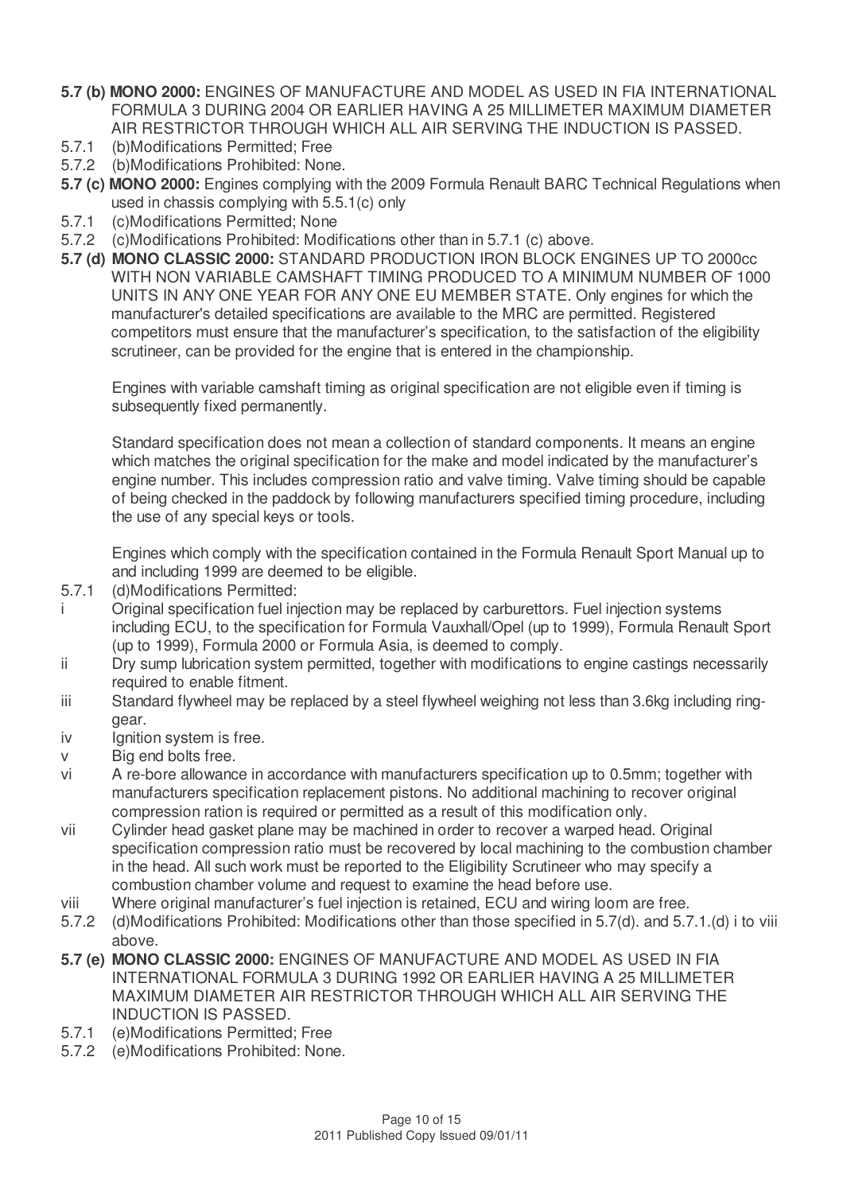**5.7 (b) MONO 2000:** ENGINES OF MANUFACTURE AND MODEL AS USED IN FIA INTERNATIONAL FORMULA 3 DURING 2004 OR EARLIER HAVING A 25 MILLIMETER MAXIMUM DIAMETER AIR RESTRICTOR THROUGH WHICH ALL AIR SERVING THE INDUCTION IS PASSED.

5.7.1 (b)Modifications Permitted; Free

5.7.2 (b)Modifications Prohibited: None.

**5.7 (c) MONO 2000:** Engines complying with the 2009 Formula Renault BARC Technical Regulations when used in chassis complying with 5.5.1(c) only

5.7.1 (c)Modifications Permitted; None

5.7.2 (c)Modifications Prohibited: Modifications other than in 5.7.1 (c) above.

**5.7 (d) MONO CLASSIC 2000:** STANDARD PRODUCTION IRON BLOCK ENGINES UP TO 2000cc WITH NON VARIABLE CAMSHAFT TIMING PRODUCED TO A MINIMUM NUMBER OF 1000 UNITS IN ANY ONE YEAR FOR ANY ONE EU MEMBER STATE. Only engines for which the manufacturer's detailed specifications are available to the MRC are permitted. Registered competitors must ensure that the manufacturer's specification, to the satisfaction of the eligibility scrutineer, can be provided for the engine that is entered in the championship.

Engines with variable camshaft timing as original specification are not eligible even if timing is subsequently fixed permanently.

Standard specification does not mean a collection of standard components. It means an engine which matches the original specification for the make and model indicated by the manufacturer's engine number. This includes compression ratio and valve timing. Valve timing should be capable of being checked in the paddock by following manufacturers specified timing procedure, including the use of any special keys or tools.

Engines which comply with the specification contained in the Formula Renault Sport Manual up to and including 1999 are deemed to be eligible.

5.7.1 (d)Modifications Permitted:

i Original specification fuel injection may be replaced by carburettors. Fuel injection systems including ECU, to the specification for Formula Vauxhall/Opel (up to 1999), Formula Renault Sport (up to 1999), Formula 2000 or Formula Asia, is deemed to comply.

ii Dry sump lubrication system permitted, together with modifications to engine castings necessarily required to enable fitment.

iii Standard flywheel may be replaced by a steel flywheel weighing not less than 3.6kg including ring-gear.

iv Ignition system is free.

v Big end bolts free.

vi A re-bore allowance in accordance with manufacturers specification up to 0.5mm; together with manufacturers specification replacement pistons. No additional machining to recover original compression ration is required or permitted as a result of this modification only.

vii Cylinder head gasket plane may be machined in order to recover a warped head. Original specification compression ratio must be recovered by local machining to the combustion chamber in the head. All such work must be reported to the Eligibility Scrutineer who may specify a combustion chamber volume and request to examine the head before use.

viii Where original manufacturer's fuel injection is retained, ECU and wiring loom are free.

5.7.2 (d)Modifications Prohibited: Modifications other than those specified in 5.7(d). and 5.7.1.(d) i to viii above.

**5.7 (e) MONO CLASSIC 2000:** ENGINES OF MANUFACTURE AND MODEL AS USED IN FIA INTERNATIONAL FORMULA 3 DURING 1992 OR EARLIER HAVING A 25 MILLIMETER MAXIMUM DIAMETER AIR RESTRICTOR THROUGH WHICH ALL AIR SERVING THE INDUCTION IS PASSED.

5.7.1 (e)Modifications Permitted; Free

5.7.2 (e)Modifications Prohibited: None.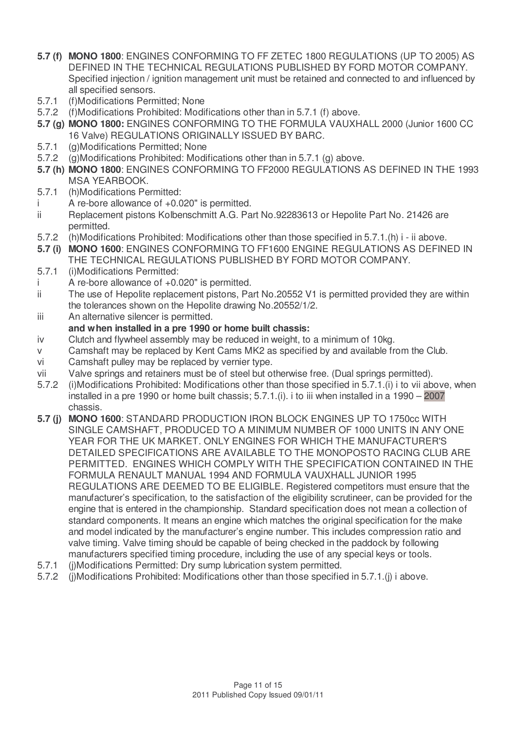**5.7 (f) MONO 1800**: ENGINES CONFORMING TO FF ZETEC 1800 REGULATIONS (UP TO 2005) AS DEFINED IN THE TECHNICAL REGULATIONS PUBLISHED BY FORD MOTOR COMPANY. Specified injection / ignition management unit must be retained and connected to and influenced by all specified sensors.

5.7.1 (f)Modifications Permitted; None

5.7.2 (f)Modifications Prohibited: Modifications other than in 5.7.1 (f) above.

**5.7 (g) MONO 1800:** ENGINES CONFORMING TO THE FORMULA VAUXHALL 2000 (Junior 1600 CC 16 Valve) REGULATIONS ORIGINALLY ISSUED BY BARC.

5.7.1 (g)Modifications Permitted; None

5.7.2 (g)Modifications Prohibited: Modifications other than in 5.7.1 (g) above.

**5.7 (h) MONO 1800**: ENGINES CONFORMING TO FF2000 REGULATIONS AS DEFINED IN THE 1993 MSA YEARBOOK.

5.7.1 (h)Modifications Permitted:

i A re-bore allowance of +0.020" is permitted.

ii Replacement pistons Kolbenschmitt A.G. Part No.92283613 or Hepolite Part No. 21426 are permitted.

5.7.2 (h)Modifications Prohibited: Modifications other than those specified in 5.7.1.(h) i - ii above.

**5.7 (i) MONO 1600**: ENGINES CONFORMING TO FF1600 ENGINE REGULATIONS AS DEFINED IN THE TECHNICAL REGULATIONS PUBLISHED BY FORD MOTOR COMPANY.

5.7.1 (i)Modifications Permitted:

i A re-bore allowance of +0.020" is permitted.

ii The use of Hepolite replacement pistons, Part No.20552 V1 is permitted provided they are within the tolerances shown on the Hepolite drawing No.20552/1/2.

iii An alternative silencer is permitted.

**and when installed in a pre 1990 or home built chassis:**

iv Clutch and flywheel assembly may be reduced in weight, to a minimum of 10kg.

v Camshaft may be replaced by Kent Cams MK2 as specified by and available from the Club.

vi Camshaft pulley may be replaced by vernier type.

vii Valve springs and retainers must be of steel but otherwise free. (Dual springs permitted).

5.7.2 (i)Modifications Prohibited: Modifications other than those specified in 5.7.1.(i) i to vii above, when installed in a pre 1990 or home built chassis; 5.7.1.(i). i to iii when installed in a 1990 – 2007 chassis.

**5.7 (j) MONO 1600**: STANDARD PRODUCTION IRON BLOCK ENGINES UP TO 1750cc WITH SINGLE CAMSHAFT, PRODUCED TO A MINIMUM NUMBER OF 1000 UNITS IN ANY ONE YEAR FOR THE UK MARKET. ONLY ENGINES FOR WHICH THE MANUFACTURER'S DETAILED SPECIFICATIONS ARE AVAILABLE TO THE MONOPOSTO RACING CLUB ARE PERMITTED. ENGINES WHICH COMPLY WITH THE SPECIFICATION CONTAINED IN THE FORMULA RENAULT MANUAL 1994 AND FORMULA VAUXHALL JUNIOR 1995 REGULATIONS ARE DEEMED TO BE ELIGIBLE. Registered competitors must ensure that the manufacturer's specification, to the satisfaction of the eligibility scrutineer, can be provided for the engine that is entered in the championship. Standard specification does not mean a collection of standard components. It means an engine which matches the original specification for the make and model indicated by the manufacturer's engine number. This includes compression ratio and valve timing. Valve timing should be capable of being checked in the paddock by following manufacturers specified timing procedure, including the use of any special keys or tools.

5.7.1 (j)Modifications Permitted: Dry sump lubrication system permitted.

5.7.2 (j)Modifications Prohibited: Modifications other than those specified in 5.7.1.(j) i above.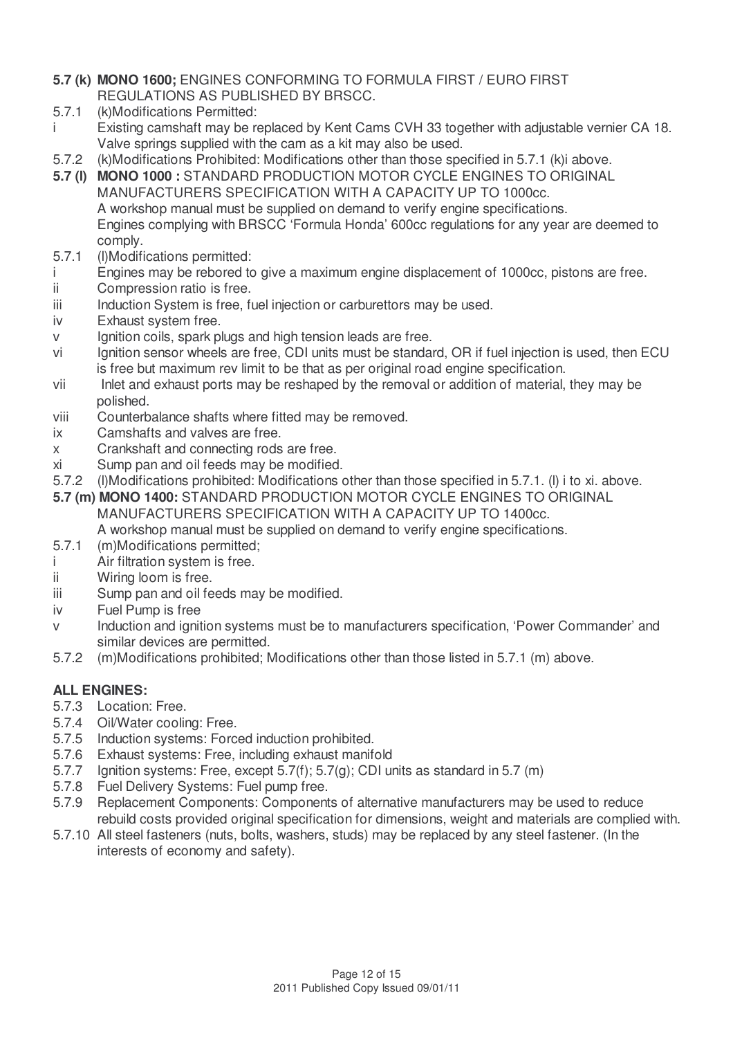**5.7 (k) MONO 1600;** ENGINES CONFORMING TO FORMULA FIRST / EURO FIRST REGULATIONS AS PUBLISHED BY BRSCC.

5.7.1 (k)Modifications Permitted:

i Existing camshaft may be replaced by Kent Cams CVH 33 together with adjustable vernier CA 18. Valve springs supplied with the cam as a kit may also be used.

5.7.2 (k)Modifications Prohibited: Modifications other than those specified in 5.7.1 (k)i above.

**5.7 (l) MONO 1000 :** STANDARD PRODUCTION MOTOR CYCLE ENGINES TO ORIGINAL MANUFACTURERS SPECIFICATION WITH A CAPACITY UP TO 1000cc.
A workshop manual must be supplied on demand to verify engine specifications.
Engines complying with BRSCC 'Formula Honda' 600cc regulations for any year are deemed to comply.

5.7.1 (l)Modifications permitted:

i Engines may be rebored to give a maximum engine displacement of 1000cc, pistons are free.
ii Compression ratio is free.
iii Induction System is free, fuel injection or carburettors may be used.
iv Exhaust system free.
v Ignition coils, spark plugs and high tension leads are free.
vi Ignition sensor wheels are free, CDI units must be standard, OR if fuel injection is used, then ECU is free but maximum rev limit to be that as per original road engine specification.
vii Inlet and exhaust ports may be reshaped by the removal or addition of material, they may be polished.
viii Counterbalance shafts where fitted may be removed.
ix Camshafts and valves are free.
x Crankshaft and connecting rods are free.
xi Sump pan and oil feeds may be modified.

5.7.2 (l)Modifications prohibited: Modifications other than those specified in 5.7.1. (l) i to xi. above.

**5.7 (m) MONO 1400:** STANDARD PRODUCTION MOTOR CYCLE ENGINES TO ORIGINAL MANUFACTURERS SPECIFICATION WITH A CAPACITY UP TO 1400cc.
A workshop manual must be supplied on demand to verify engine specifications.

5.7.1 (m)Modifications permitted;

i Air filtration system is free.
ii Wiring loom is free.
iii Sump pan and oil feeds may be modified.
iv Fuel Pump is free
v Induction and ignition systems must be to manufacturers specification, 'Power Commander' and similar devices are permitted.

5.7.2 (m)Modifications prohibited; Modifications other than those listed in 5.7.1 (m) above.

**ALL ENGINES:**

5.7.3 Location: Free.
5.7.4 Oil/Water cooling: Free.
5.7.5 Induction systems: Forced induction prohibited.
5.7.6 Exhaust systems: Free, including exhaust manifold
5.7.7 Ignition systems: Free, except 5.7(f); 5.7(g); CDI units as standard in 5.7 (m)
5.7.8 Fuel Delivery Systems: Fuel pump free.
5.7.9 Replacement Components: Components of alternative manufacturers may be used to reduce rebuild costs provided original specification for dimensions, weight and materials are complied with.
5.7.10 All steel fasteners (nuts, bolts, washers, studs) may be replaced by any steel fastener. (In the interests of economy and safety).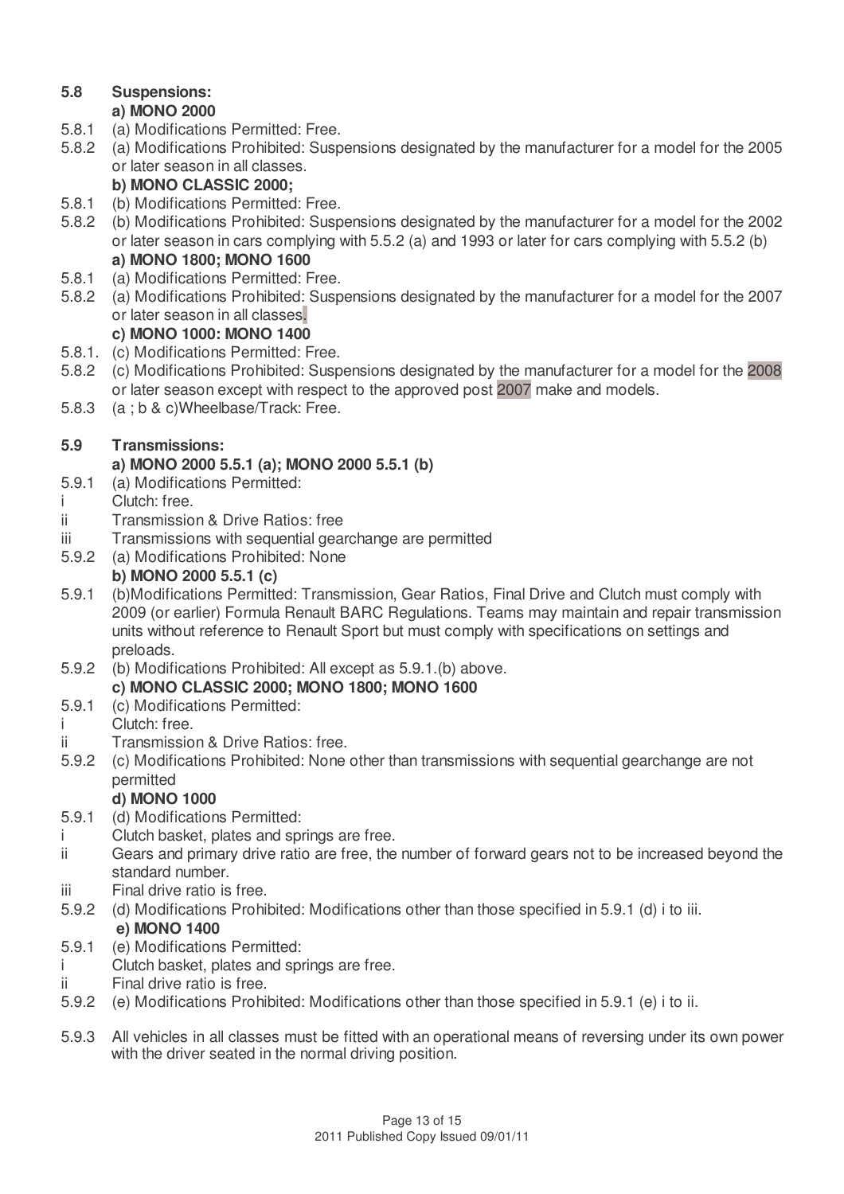## 5.8 Suspensions:

**a) MONO 2000**

5.8.1 (a) Modifications Permitted: Free.

5.8.2 (a) Modifications Prohibited: Suspensions designated by the manufacturer for a model for the 2005 or later season in all classes.

**b) MONO CLASSIC 2000;**

5.8.1 (b) Modifications Permitted: Free.

5.8.2 (b) Modifications Prohibited: Suspensions designated by the manufacturer for a model for the 2002 or later season in cars complying with 5.5.2 (a) and 1993 or later for cars complying with 5.5.2 (b)

**a) MONO 1800; MONO 1600**

5.8.1 (a) Modifications Permitted: Free.

5.8.2 (a) Modifications Prohibited: Suspensions designated by the manufacturer for a model for the 2007 or later season in all classes.

**c) MONO 1000: MONO 1400**

5.8.1. (c) Modifications Permitted: Free.

5.8.2 (c) Modifications Prohibited: Suspensions designated by the manufacturer for a model for the 2008 or later season except with respect to the approved post 2007 make and models.

5.8.3 (a ; b & c)Wheelbase/Track: Free.

## 5.9 Transmissions:

**a) MONO 2000 5.5.1 (a); MONO 2000 5.5.1 (b)**

5.9.1 (a) Modifications Permitted:

i Clutch: free.

ii Transmission & Drive Ratios: free

iii Transmissions with sequential gearchange are permitted

5.9.2 (a) Modifications Prohibited: None

**b) MONO 2000 5.5.1 (c)**

5.9.1 (b)Modifications Permitted: Transmission, Gear Ratios, Final Drive and Clutch must comply with 2009 (or earlier) Formula Renault BARC Regulations. Teams may maintain and repair transmission units without reference to Renault Sport but must comply with specifications on settings and preloads.

5.9.2 (b) Modifications Prohibited: All except as 5.9.1.(b) above.

**c) MONO CLASSIC 2000; MONO 1800; MONO 1600**

5.9.1 (c) Modifications Permitted:

i Clutch: free.

ii Transmission & Drive Ratios: free.

5.9.2 (c) Modifications Prohibited: None other than transmissions with sequential gearchange are not permitted

**d) MONO 1000**

5.9.1 (d) Modifications Permitted:

i Clutch basket, plates and springs are free.

ii Gears and primary drive ratio are free, the number of forward gears not to be increased beyond the standard number.

iii Final drive ratio is free.

5.9.2 (d) Modifications Prohibited: Modifications other than those specified in 5.9.1 (d) i to iii.

**e) MONO 1400**

5.9.1 (e) Modifications Permitted:

i Clutch basket, plates and springs are free.

ii Final drive ratio is free.

5.9.2 (e) Modifications Prohibited: Modifications other than those specified in 5.9.1 (e) i to ii.

5.9.3 All vehicles in all classes must be fitted with an operational means of reversing under its own power with the driver seated in the normal driving position.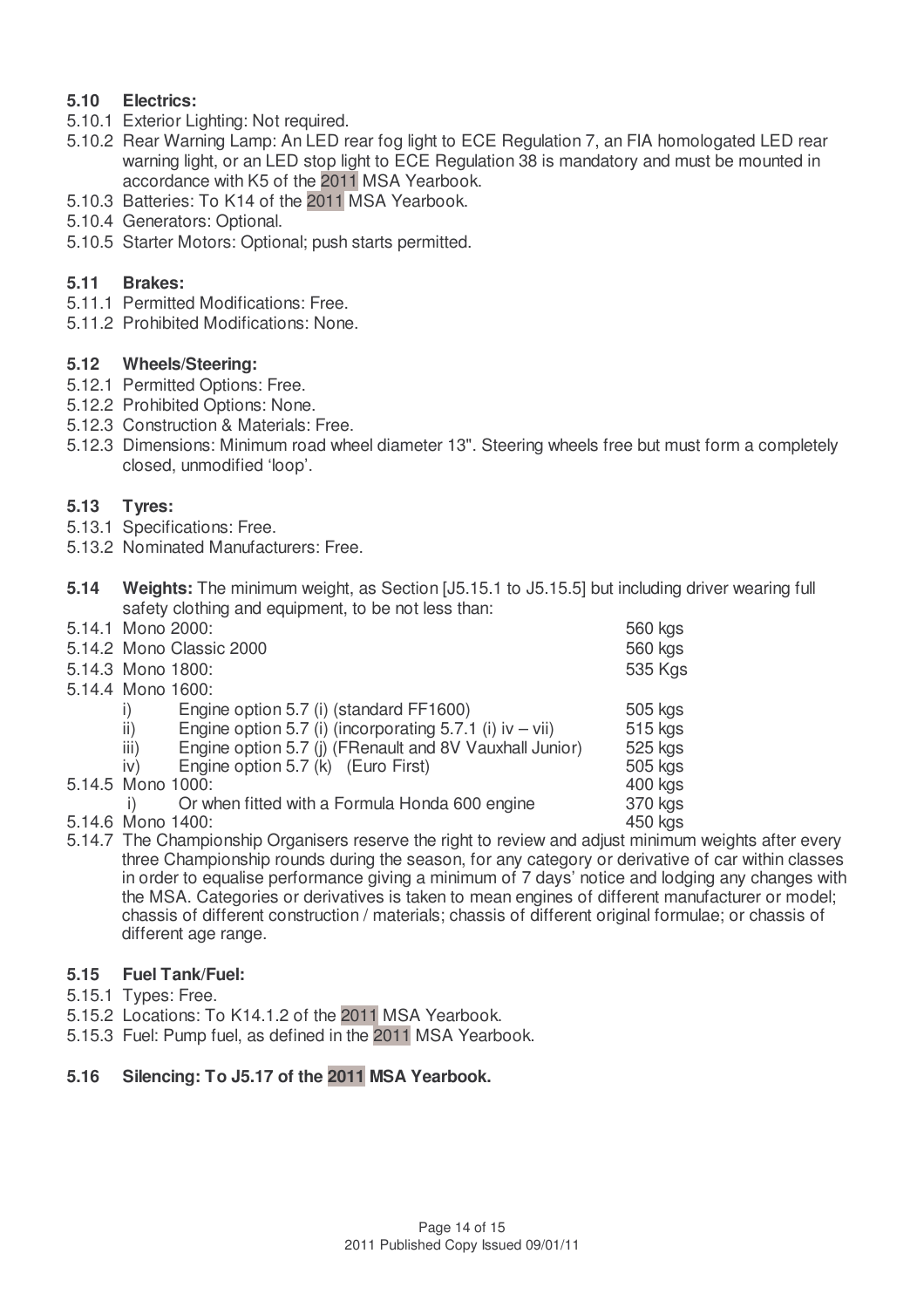### 5.10 Electrics:

5.10.1 Exterior Lighting: Not required.

5.10.2 Rear Warning Lamp: An LED rear fog light to ECE Regulation 7, an FIA homologated LED rear warning light, or an LED stop light to ECE Regulation 38 is mandatory and must be mounted in accordance with K5 of the 2011 MSA Yearbook.

5.10.3 Batteries: To K14 of the 2011 MSA Yearbook.

5.10.4 Generators: Optional.

5.10.5 Starter Motors: Optional; push starts permitted.

### 5.11 Brakes:

5.11.1 Permitted Modifications: Free.

5.11.2 Prohibited Modifications: None.

### 5.12 Wheels/Steering:

5.12.1 Permitted Options: Free.

5.12.2 Prohibited Options: None.

5.12.3 Construction & Materials: Free.

5.12.3 Dimensions: Minimum road wheel diameter 13". Steering wheels free but must form a completely closed, unmodified 'loop'.

### 5.13 Tyres:

5.13.1 Specifications: Free.

5.13.2 Nominated Manufacturers: Free.

**5.14 Weights:** The minimum weight, as Section [J5.15.1 to J5.15.5] but including driver wearing full safety clothing and equipment, to be not less than:

| | | |
|---|---|---|
| 5.14.1 | Mono 2000: | 560 kgs |
| 5.14.2 | Mono Classic 2000 | 560 kgs |
| 5.14.3 | Mono 1800: | 535 Kgs |
| 5.14.4 | Mono 1600: | |
| | i) Engine option 5.7 (i) (standard FF1600) | 505 kgs |
| | ii) Engine option 5.7 (i) (incorporating 5.7.1 (i) iv – vii) | 515 kgs |
| | iii) Engine option 5.7 (j) (FRenault and 8V Vauxhall Junior) | 525 kgs |
| | iv) Engine option 5.7 (k) (Euro First) | 505 kgs |
| 5.14.5 | Mono 1000: | 400 kgs |
| | i) Or when fitted with a Formula Honda 600 engine | 370 kgs |
| 5.14.6 | Mono 1400: | 450 kgs |

5.14.7 The Championship Organisers reserve the right to review and adjust minimum weights after every three Championship rounds during the season, for any category or derivative of car within classes in order to equalise performance giving a minimum of 7 days' notice and lodging any changes with the MSA. Categories or derivatives is taken to mean engines of different manufacturer or model; chassis of different construction / materials; chassis of different original formulae; or chassis of different age range.

### 5.15 Fuel Tank/Fuel:

5.15.1 Types: Free.

5.15.2 Locations: To K14.1.2 of the 2011 MSA Yearbook.

5.15.3 Fuel: Pump fuel, as defined in the 2011 MSA Yearbook.

### 5.16 Silencing: To J5.17 of the 2011 MSA Yearbook.

2011 Published Copy Issued 09/01/11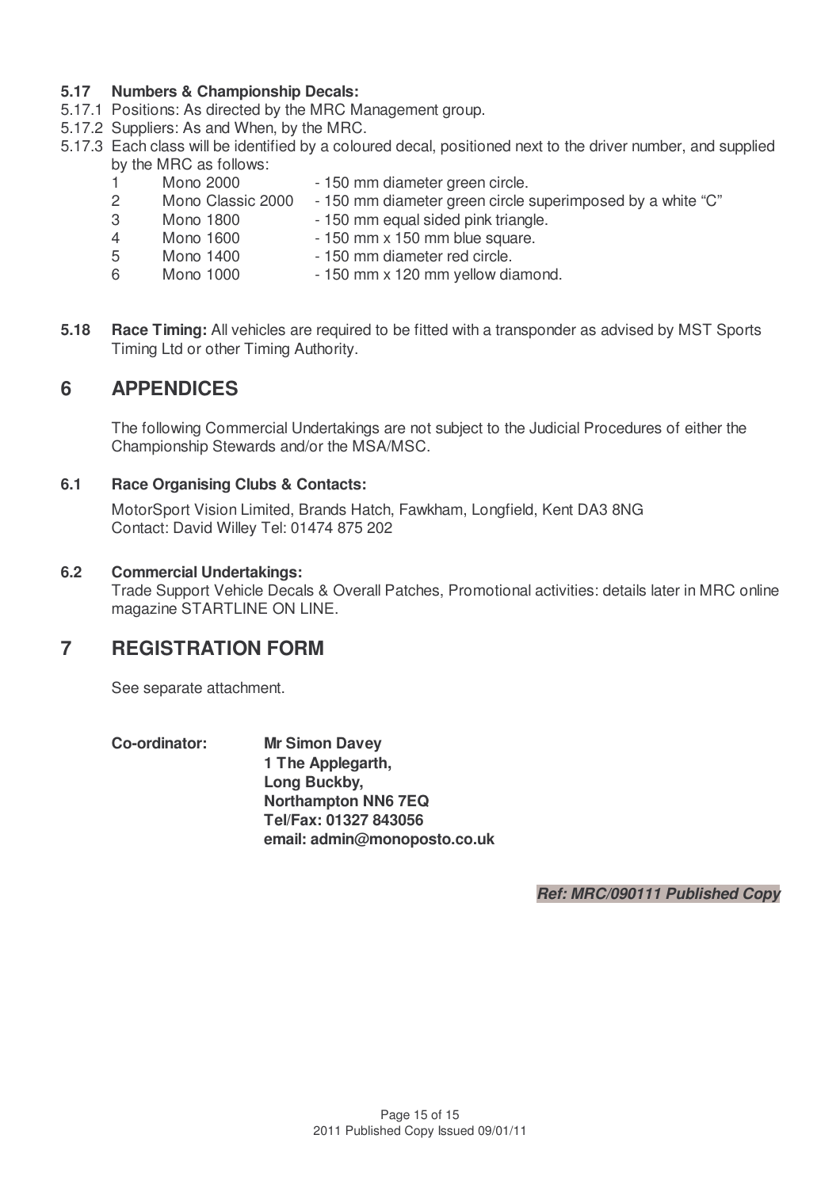**5.17 Numbers & Championship Decals:**

5.17.1 Positions: As directed by the MRC Management group.

5.17.2 Suppliers: As and When, by the MRC.

5.17.3 Each class will be identified by a coloured decal, positioned next to the driver number, and supplied by the MRC as follows:

| | | |
|---|---|---|
| 1 | Mono 2000 | - 150 mm diameter green circle. |
| 2 | Mono Classic 2000 | - 150 mm diameter green circle superimposed by a white “C” |
| 3 | Mono 1800 | - 150 mm equal sided pink triangle. |
| 4 | Mono 1600 | - 150 mm x 150 mm blue square. |
| 5 | Mono 1400 | - 150 mm diameter red circle. |
| 6 | Mono 1000 | - 150 mm x 120 mm yellow diamond. |

**5.18 Race Timing:** All vehicles are required to be fitted with a transponder as advised by MST Sports Timing Ltd or other Timing Authority.

# 6 APPENDICES

The following Commercial Undertakings are not subject to the Judicial Procedures of either the Championship Stewards and/or the MSA/MSC.

**6.1 Race Organising Clubs & Contacts:**

MotorSport Vision Limited, Brands Hatch, Fawkham, Longfield, Kent DA3 8NG
Contact: David Willey Tel: 01474 875 202

**6.2 Commercial Undertakings:**

Trade Support Vehicle Decals & Overall Patches, Promotional activities: details later in MRC online magazine STARTLINE ON LINE.

# 7 REGISTRATION FORM

See separate attachment.

**Co-ordinator:** **Mr Simon Davey**
**1 The Applegarth,**
**Long Buckby,**
**Northampton NN6 7EQ**
**Tel/Fax: 01327 843056**
**email: admin@monoposto.co.uk**

***Ref: MRC/090111 Published Copy***

2011 Published Copy Issued 09/01/11